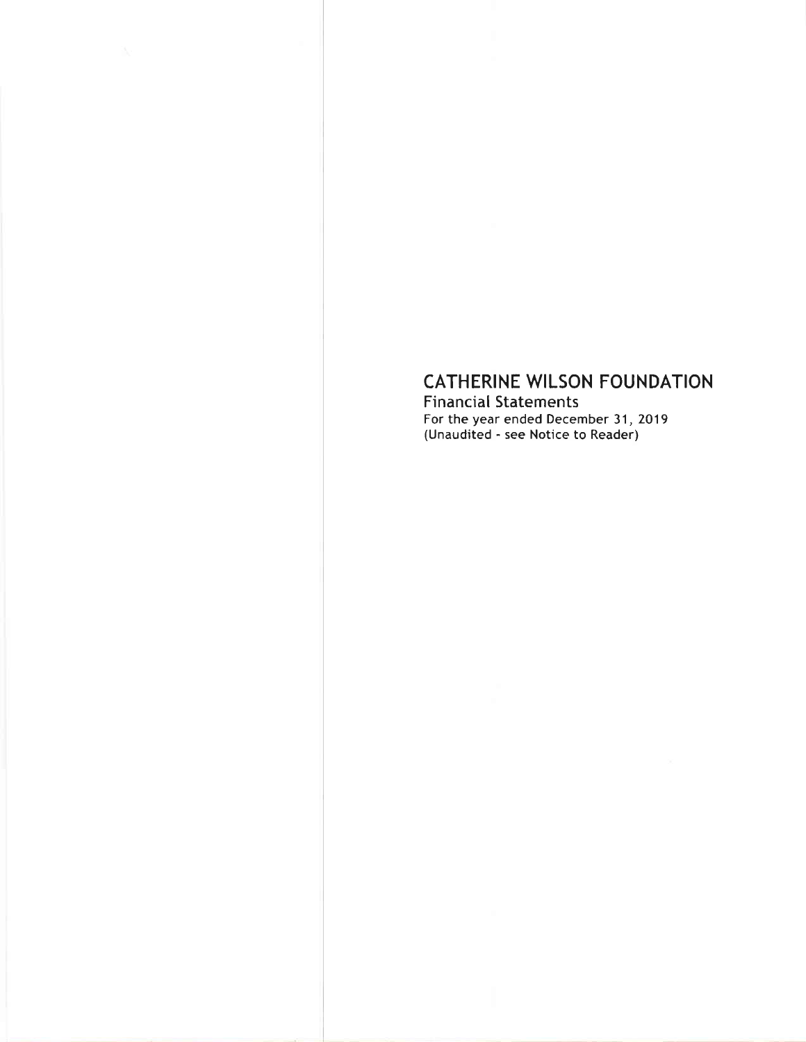# CATHERINE WILSON FOUNDATION

Financial Statements

For the year ended December 31, 2019

(Unaudited - see Notice to Reader)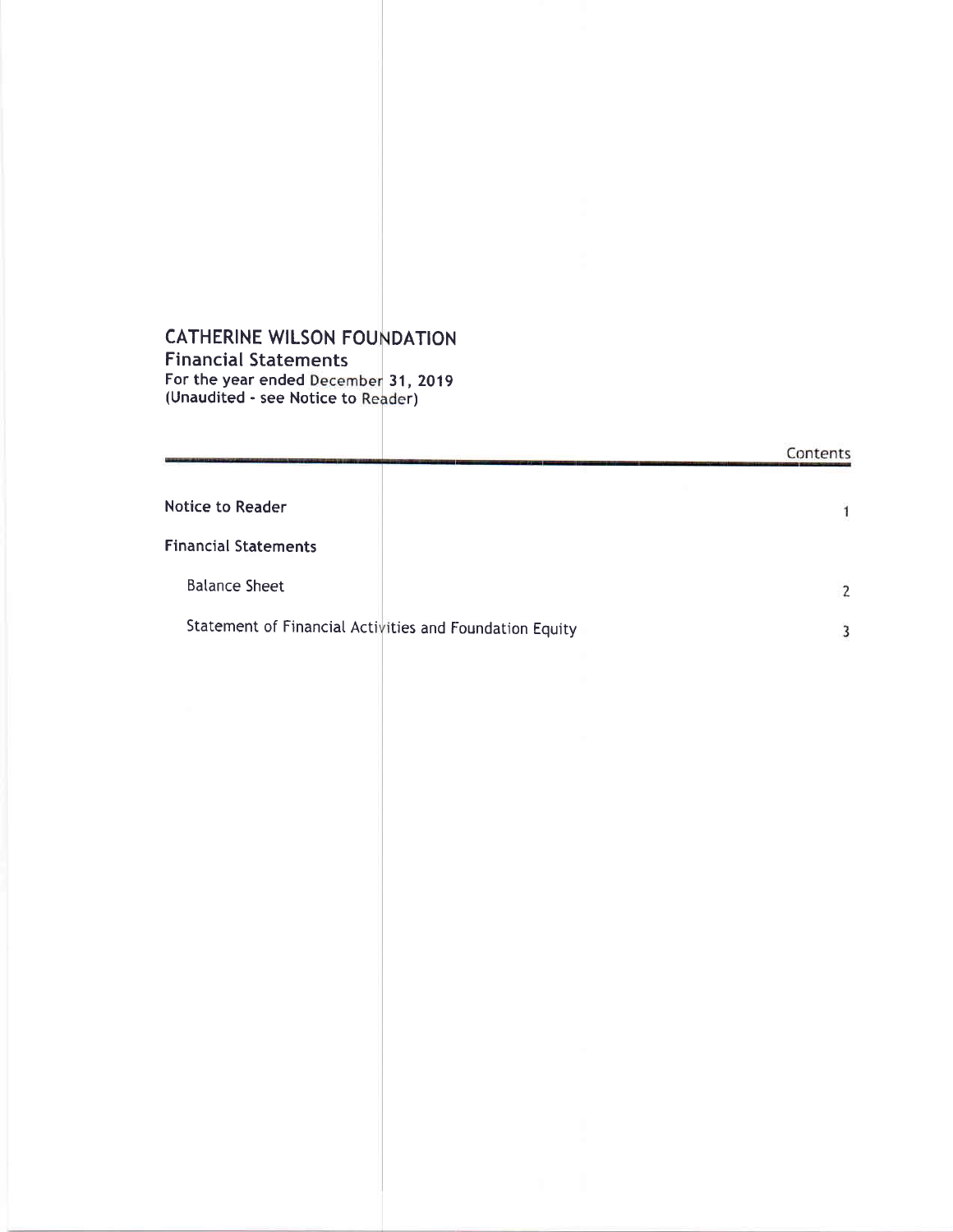# CATHERINE WILSON FOUNDATION

**Financial Statements**

**For the year ended December 31, 2019**

**(Unaudited - see Notice to Reader)**

| | Contents |
|---|---|
| **Notice to Reader** | 1 |
| **Financial Statements** | |
| Balance Sheet | 2 |
| Statement of Financial Activities and Foundation Equity | 3 |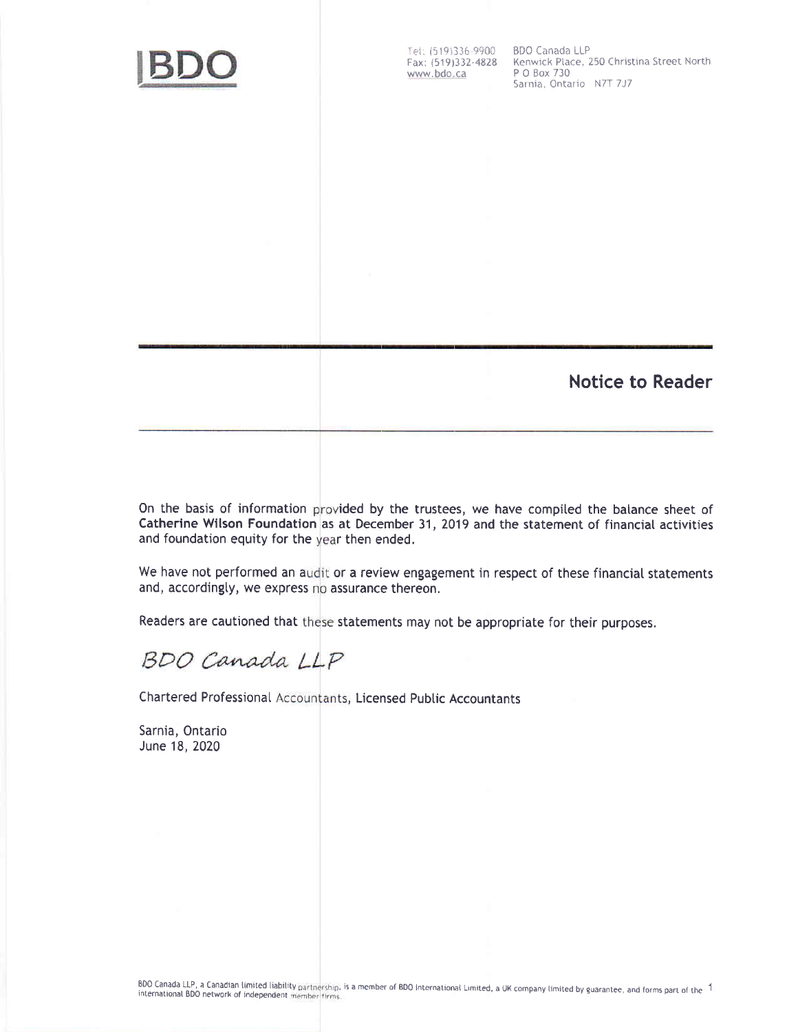BDO

Tel: (519)336-9900
Fax: (519)332-4828
www.bdo.ca

BDO Canada LLP
Kenwick Place, 250 Christina Street North
P O Box 730
Sarnia, Ontario N7T 7J7

## Notice to Reader

On the basis of information provided by the trustees, we have compiled the balance sheet of **Catherine Wilson Foundation** as at December 31, 2019 and the statement of financial activities and foundation equity for the year then ended.

We have not performed an audit or a review engagement in respect of these financial statements and, accordingly, we express no assurance thereon.

Readers are cautioned that these statements may not be appropriate for their purposes.

*BDO Canada LLP*

Chartered Professional Accountants, Licensed Public Accountants

Sarnia, Ontario
June 18, 2020

BDO Canada LLP, a Canadian limited liability partnership, is a member of BDO International Limited, a UK company limited by guarantee, and forms part of the international BDO network of independent member firms.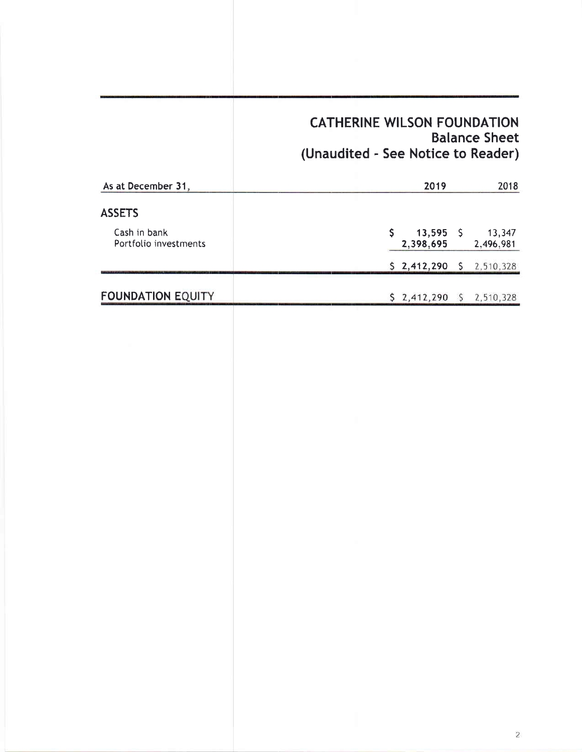# CATHERINE WILSON FOUNDATION
## Balance Sheet
## (Unaudited - See Notice to Reader)

| As at December 31, | 2019 | 2018 |
|---|---|---|
| **ASSETS** | | |
| Cash in bank | $ 13,595 | $ 13,347 |
| Portfolio investments | 2,398,695 | 2,496,981 |
| | $ 2,412,290 | $ 2,510,328 |
| **FOUNDATION EQUITY** | $ 2,412,290 | $ 2,510,328 |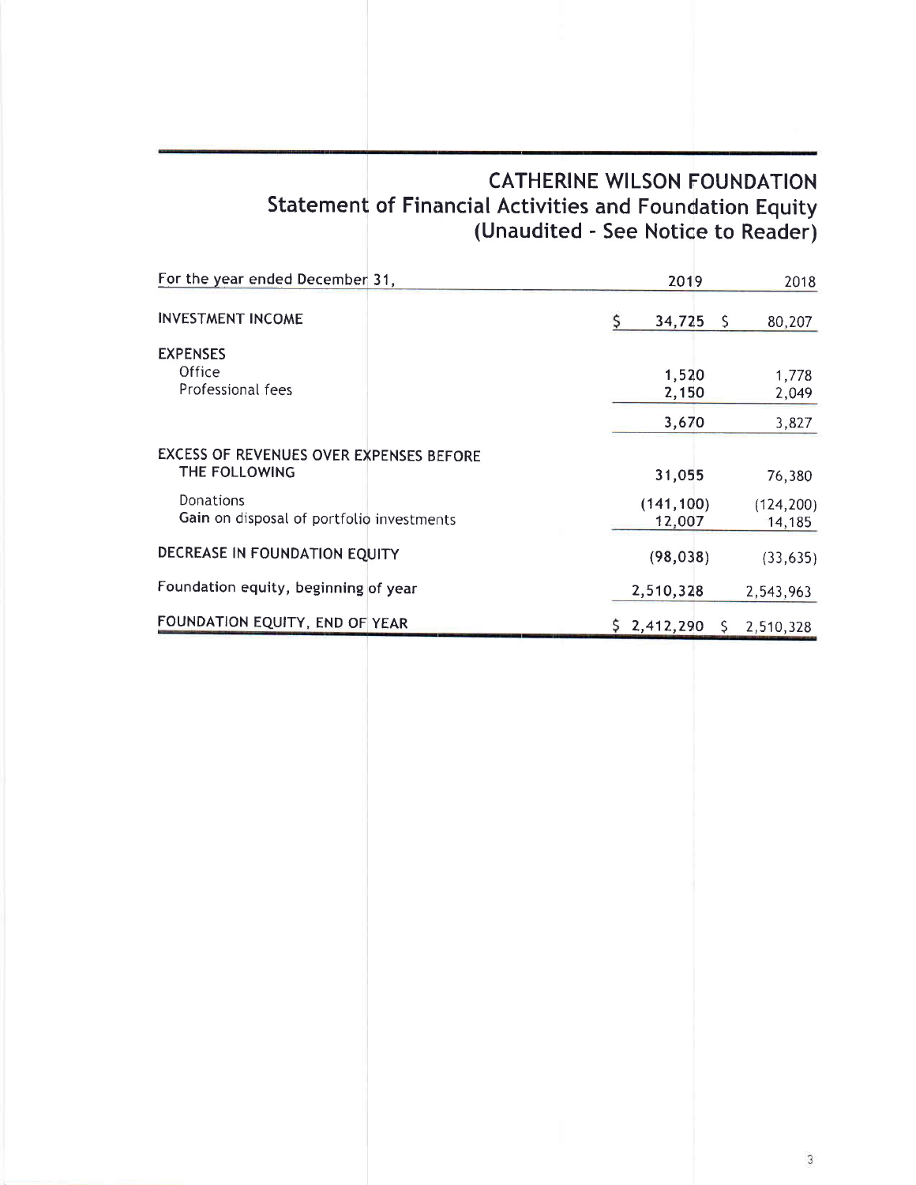# CATHERINE WILSON FOUNDATION
## Statement of Financial Activities and Foundation Equity
### (Unaudited - See Notice to Reader)

| For the year ended December 31, | 2019 | 2018 |
|---|---|---|
| INVESTMENT INCOME | $ 34,725 | $ 80,207 |
| EXPENSES | | |
| Office | 1,520 | 1,778 |
| Professional fees | 2,150 | 2,049 |
| | 3,670 | 3,827 |
| EXCESS OF REVENUES OVER EXPENSES BEFORE THE FOLLOWING | 31,055 | 76,380 |
| Donations | (141,100) | (124,200) |
| Gain on disposal of portfolio investments | 12,007 | 14,185 |
| DECREASE IN FOUNDATION EQUITY | (98,038) | (33,635) |
| Foundation equity, beginning of year | 2,510,328 | 2,543,963 |
| FOUNDATION EQUITY, END OF YEAR | $ 2,412,290 | $ 2,510,328 |